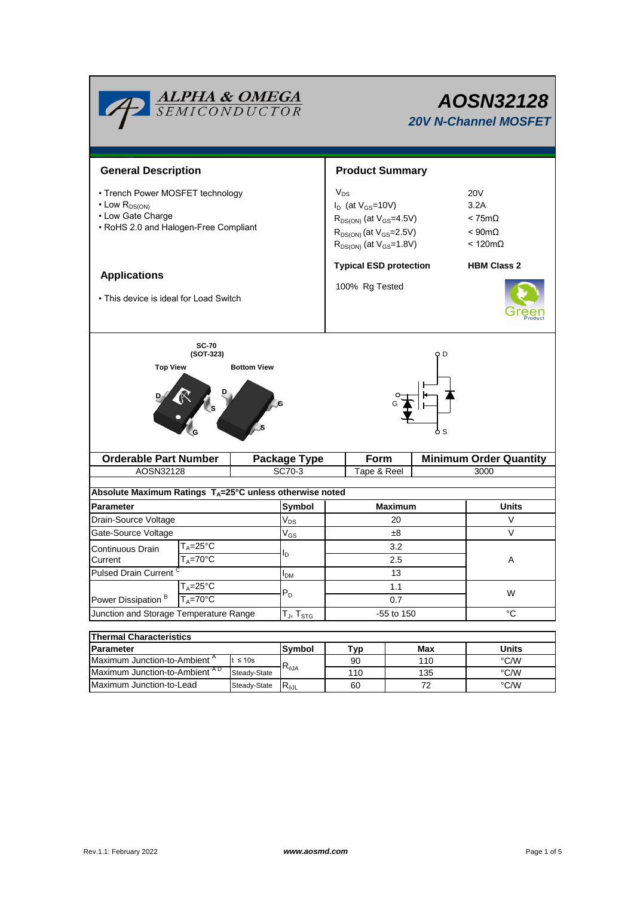# AOSN32128

## 20V N-Channel MOSFET

## General Description

- Trench Power MOSFET technology
- Low $R_{DS(ON)}$
- Low Gate Charge
- RoHS 2.0 and Halogen-Free Compliant

## Applications

- This device is ideal for Load Switch

## Product Summary

| | |
|---|---|
| $V_{DS}$ | 20V |
| $I_D$ (at $V_{GS}$=10V) | 3.2A |
| $R_{DS(ON)}$ (at $V_{GS}$=4.5V) | < 75mΩ |
| $R_{DS(ON)}$ (at $V_{GS}$=2.5V) | < 90mΩ |
| $R_{DS(ON)}$ (at $V_{GS}$=1.8V) | < 120mΩ |

**Typical ESD protection** **HBM Class 2**

100% Rg Tested

SC-70 (SOT-323)

Top View

Bottom View

D S G D G S

D G S

| Orderable Part Number | Package Type | Form | Minimum Order Quantity |
|---|---|---|---|
| AOSN32128 | SC70-3 | Tape & Reel | 3000 |

**Absolute Maximum Ratings $T_A$=25°C unless otherwise noted**

| Parameter | | Symbol | Maximum | Units |
|---|---|---|---|---|
| Drain-Source Voltage | | $V_{DS}$ | 20 | V |
| Gate-Source Voltage | | $V_{GS}$ | ±8 | V |
| Continuous Drain Current | $T_A$=25°C | $I_D$ | 3.2 | A |
| | $T_A$=70°C | | 2.5 | |
| Pulsed Drain Current [C] | | $I_{DM}$ | 13 | |
| Power Dissipation [B] | $T_A$=25°C | $P_D$ | 1.1 | W |
| | $T_A$=70°C | | 0.7 | |
| Junction and Storage Temperature Range | | $T_J$, $T_{STG}$ | -55 to 150 | °C |

**Thermal Characteristics**

| Parameter | | Symbol | Typ | Max | Units |
|---|---|---|---|---|---|
| Maximum Junction-to-Ambient [A] | t ≤ 10s | $R_{\theta JA}$ | 90 | 110 | °C/W |
| Maximum Junction-to-Ambient [A D] | Steady-State | | 110 | 135 | °C/W |
| Maximum Junction-to-Lead | Steady-State | $R_{\theta JL}$ | 60 | 72 | °C/W |

Rev.1.1: February 2022 www.aosmd.com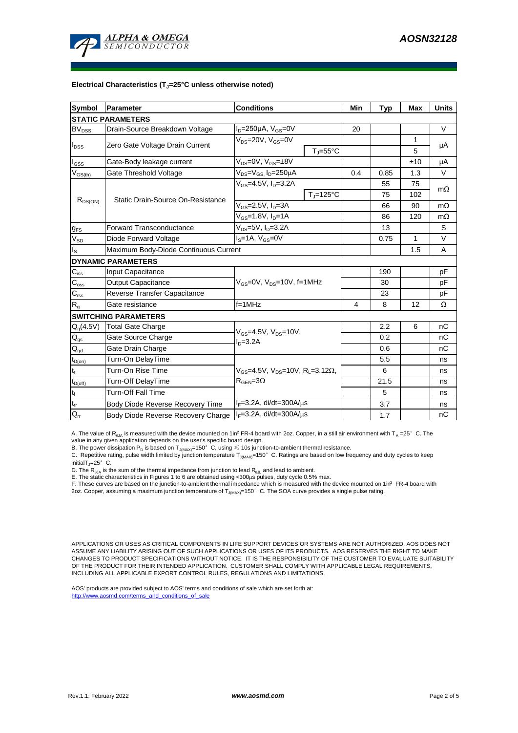**Electrical Characteristics ($T_J$=25°C unless otherwise noted)**

| Symbol | Parameter | Conditions | Min | Typ | Max | Units |
|---|---|---|---|---|---|---|
| **STATIC PARAMETERS** | | | | | | |
| $BV_{DSS}$ | Drain-Source Breakdown Voltage | $I_D$=250µA, $V_{GS}$=0V | 20 | | | V |
| $I_{DSS}$ | Zero Gate Voltage Drain Current | $V_{DS}$=20V, $V_{GS}$=0V | | | 1 | µA |
| | | $T_J$=55°C | | | 5 | |
| $I_{GSS}$ | Gate-Body leakage current | $V_{DS}$=0V, $V_{GS}$=±8V | | | ±10 | µA |
| $V_{GS(th)}$ | Gate Threshold Voltage | $V_{DS}$=$V_{GS}$, $I_D$=250µA | 0.4 | 0.85 | 1.3 | V |
| $R_{DS(ON)}$ | Static Drain-Source On-Resistance | $V_{GS}$=4.5V, $I_D$=3.2A | | 55 | 75 | mΩ |
| | | $T_J$=125°C | | 75 | 102 | |
| | | $V_{GS}$=2.5V, $I_D$=3A | | 66 | 90 | mΩ |
| | | $V_{GS}$=1.8V, $I_D$=1A | | 86 | 120 | mΩ |
| $g_{FS}$ | Forward Transconductance | $V_{DS}$=5V, $I_D$=3.2A | | 13 | | S |
| $V_{SD}$ | Diode Forward Voltage | $I_S$=1A, $V_{GS}$=0V | | 0.75 | 1 | V |
| $I_S$ | Maximum Body-Diode Continuous Current | | | | 1.5 | A |
| **DYNAMIC PARAMETERS** | | | | | | |
| $C_{iss}$ | Input Capacitance | $V_{GS}$=0V, $V_{DS}$=10V, f=1MHz | | 190 | | pF |
| $C_{oss}$ | Output Capacitance | | | 30 | | pF |
| $C_{rss}$ | Reverse Transfer Capacitance | | | 23 | | pF |
| $R_g$ | Gate resistance | f=1MHz | 4 | 8 | 12 | Ω |
| **SWITCHING PARAMETERS** | | | | | | |
| $Q_g$(4.5V) | Total Gate Charge | $V_{GS}$=4.5V, $V_{DS}$=10V, $I_D$=3.2A | | 2.2 | 6 | nC |
| $Q_{gs}$ | Gate Source Charge | | | 0.2 | | nC |
| $Q_{gd}$ | Gate Drain Charge | | | 0.6 | | nC |
| $t_{D(on)}$ | Turn-On DelayTime | $V_{GS}$=4.5V, $V_{DS}$=10V, $R_L$=3.12Ω, $R_{GEN}$=3Ω | | 5.5 | | ns |
| $t_r$ | Turn-On Rise Time | | | 6 | | ns |
| $t_{D(off)}$ | Turn-Off DelayTime | | | 21.5 | | ns |
| $t_f$ | Turn-Off Fall Time | | | 5 | | ns |
| $t_{rr}$ | Body Diode Reverse Recovery Time | $I_F$=3.2A, di/dt=300A/µs | | 3.7 | | ns |
| $Q_{rr}$ | Body Diode Reverse Recovery Charge | $I_F$=3.2A, di/dt=300A/µs | | 1.7 | | nC |

A. The value of $R_{\theta JA}$ is measured with the device mounted on 1in² FR-4 board with 2oz. Copper, in a still air environment with $T_A$ =25°C. The value in any given application depends on the user's specific board design.
B. The power dissipation $P_D$ is based on $T_{J(MAX)}$=150°C, using ≤ 10s junction-to-ambient thermal resistance.
C. Repetitive rating, pulse width limited by junction temperature $T_{J(MAX)}$=150°C. Ratings are based on low frequency and duty cycles to keep initial $T_J$=25°C.
D. The $R_{\theta JA}$ is the sum of the thermal impedance from junction to lead $R_{\theta JL}$ and lead to ambient.
E. The static characteristics in Figures 1 to 6 are obtained using <300µs pulses, duty cycle 0.5% max.
F. These curves are based on the junction-to-ambient thermal impedance which is measured with the device mounted on 1in² FR-4 board with 2oz. Copper, assuming a maximum junction temperature of $T_{J(MAX)}$=150°C. The SOA curve provides a single pulse rating.

APPLICATIONS OR USES AS CRITICAL COMPONENTS IN LIFE SUPPORT DEVICES OR SYSTEMS ARE NOT AUTHORIZED. AOS DOES NOT ASSUME ANY LIABILITY ARISING OUT OF SUCH APPLICATIONS OR USES OF ITS PRODUCTS. AOS RESERVES THE RIGHT TO MAKE CHANGES TO PRODUCT SPECIFICATIONS WITHOUT NOTICE. IT IS THE RESPONSIBILITY OF THE CUSTOMER TO EVALUATE SUITABILITY OF THE PRODUCT FOR THEIR INTENDED APPLICATION. CUSTOMER SHALL COMPLY WITH APPLICABLE LEGAL REQUIREMENTS, INCLUDING ALL APPLICABLE EXPORT CONTROL RULES, REGULATIONS AND LIMITATIONS.

AOS' products are provided subject to AOS' terms and conditions of sale which are set forth at:
http://www.aosmd.com/terms_and_conditions_of_sale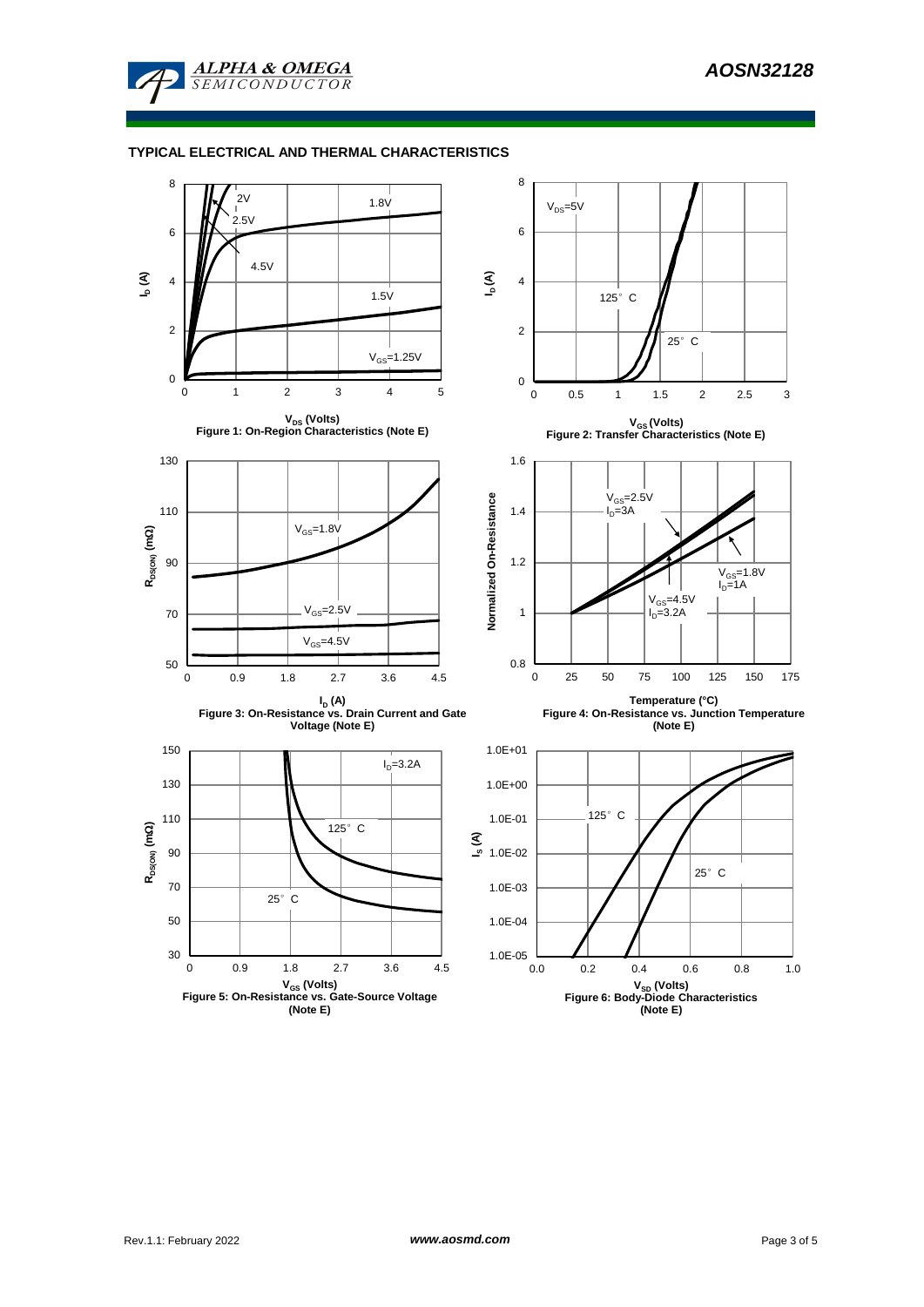## TYPICAL ELECTRICAL AND THERMAL CHARACTERISTICS

$I_D$ (A)

8
6
4
2
0

0 1 2 3 4 5

2V
2.5V
4.5V
1.8V
1.5V
$V_{GS}$=1.25V

$V_{DS}$ (Volts)

**Figure 1: On-Region Characteristics (Note E)**

$I_D$ (A)

8
6
4
2
0

0 0.5 1 1.5 2 2.5 3

$V_{DS}$=5V
125° C
25° C

$V_{GS}$ (Volts)

**Figure 2: Transfer Characteristics (Note E)**

$R_{DS(ON)}$ (mΩ)

130
110
90
70
50

0 0.9 1.8 2.7 3.6 4.5

$V_{GS}$=1.8V
$V_{GS}$=2.5V
$V_{GS}$=4.5V

$I_D$ (A)

**Figure 3: On-Resistance vs. Drain Current and Gate Voltage (Note E)**

Normalized On-Resistance

1.6
1.4
1.2
1
0.8

0 25 50 75 100 125 150 175

$V_{GS}$=2.5V
$I_D$=3A
$V_{GS}$=1.8V
$I_D$=1A
$V_{GS}$=4.5V
$I_D$=3.2A

Temperature (°C)

**Figure 4: On-Resistance vs. Junction Temperature (Note E)**

$R_{DS(ON)}$ (mΩ)

150
130
110
90
70
50
30

0 0.9 1.8 2.7 3.6 4.5

$I_D$=3.2A
125° C
25° C

$V_{GS}$ (Volts)

**Figure 5: On-Resistance vs. Gate-Source Voltage (Note E)**

$I_S$ (A)

1.0E+01
1.0E+00
1.0E-01
1.0E-02
1.0E-03
1.0E-04
1.0E-05

0.0 0.2 0.4 0.6 0.8 1.0

125° C
25° C

$V_{SD}$ (Volts)

**Figure 6: Body-Diode Characteristics (Note E)**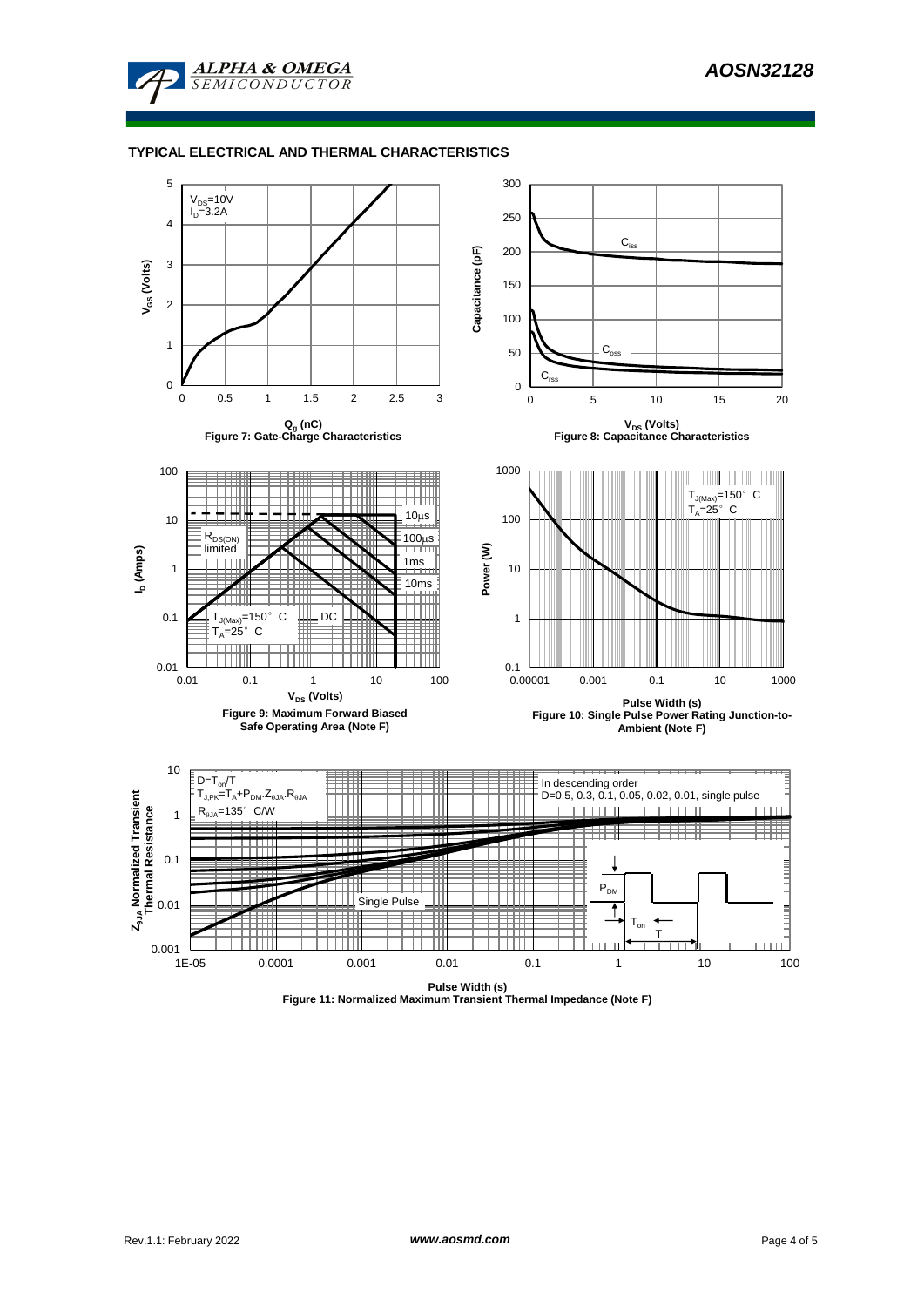## TYPICAL ELECTRICAL AND THERMAL CHARACTERISTICS

$V_{DS}$=10V
$I_D$=3.2A

$V_{GS}$ (Volts)

0 1 2 3 4 5

0 0.5 1 1.5 2 2.5 3

$Q_g$ (nC)

Figure 7: Gate-Charge Characteristics

Capacitance (pF)

0 50 100 150 200 250 300

0 5 10 15 20

$C_{iss}$

$C_{oss}$

$C_{rss}$

$V_{DS}$ (Volts)

Figure 8: Capacitance Characteristics

$I_D$ (Amps)

0.01 0.1 1 10 100

0.01 0.1 1 10 100

$R_{DS(ON)}$ limited

10µs

100µs

1ms

10ms

DC

$T_{J(Max)}$=150° C
$T_A$=25° C

$V_{DS}$ (Volts)

Figure 9: Maximum Forward Biased Safe Operating Area (Note F)

Power (W)

0.1 1 10 100 1000

0.00001 0.001 0.1 10 1000

$T_{J(Max)}$=150° C
$T_A$=25° C

Pulse Width (s)

Figure 10: Single Pulse Power Rating Junction-to-Ambient (Note F)

$Z_{\theta JA}$ Normalized Transient Thermal Resistance

0.001 0.01 0.1 1 10

1E-05 0.0001 0.001 0.01 0.1 1 10 100

$D=T_{on}/T$
$T_{J,PK}=T_A+P_{DM}.Z_{\theta JA}.R_{\theta JA}$
$R_{\theta JA}$=135° C/W

In descending order
D=0.5, 0.3, 0.1, 0.05, 0.02, 0.01, single pulse

Single Pulse

$P_{DM}$

$T_{on}$

T

Pulse Width (s)

Figure 11: Normalized Maximum Transient Thermal Impedance (Note F)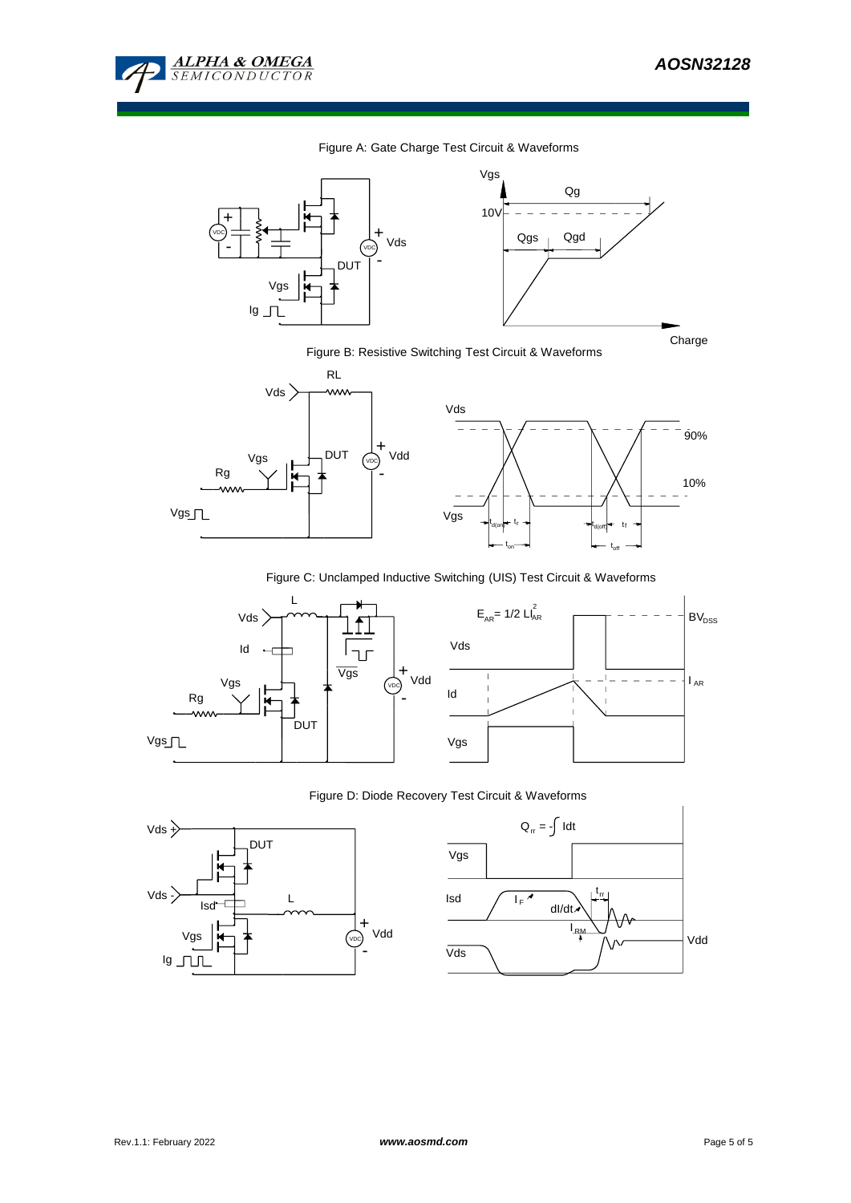Figure A: Gate Charge Test Circuit & Waveforms

VDC
+
-
Vds
+
-
DUT
Vgs
Ig

Vgs
Qg
10V
Qgs
Qgd
Charge

Figure B: Resistive Switching Test Circuit & Waveforms

RL
Vds
Vgs
DUT
Rg
Vgs
VDC
+
Vdd
-

Vds
90%
10%
Vgs
$t_{d(on)}$
$t_r$
$t_{on}$
$t_{d(off)}$
$t_f$
$t_{off}$

Figure C: Unclamped Inductive Switching (UIS) Test Circuit & Waveforms

L
Vds
Id
Vgs
Vgs
Rg
DUT
Vgs
+
Vdd
-
VDC

$E_{AR} = 1/2\ LI_{AR}^2$
$BV_{DSS}$
Vds
Id
$I_{AR}$
Vgs

Figure D: Diode Recovery Test Circuit & Waveforms

Vds +
DUT
Vds -
Isd
L
Vgs
Ig
+
Vdd
-
VDC

$Q_{rr} = -\int Idt$
Vgs
Isd
$I_F$
dI/dt
$t_{rr}$
$I_{RM}$
Vdd
Vds